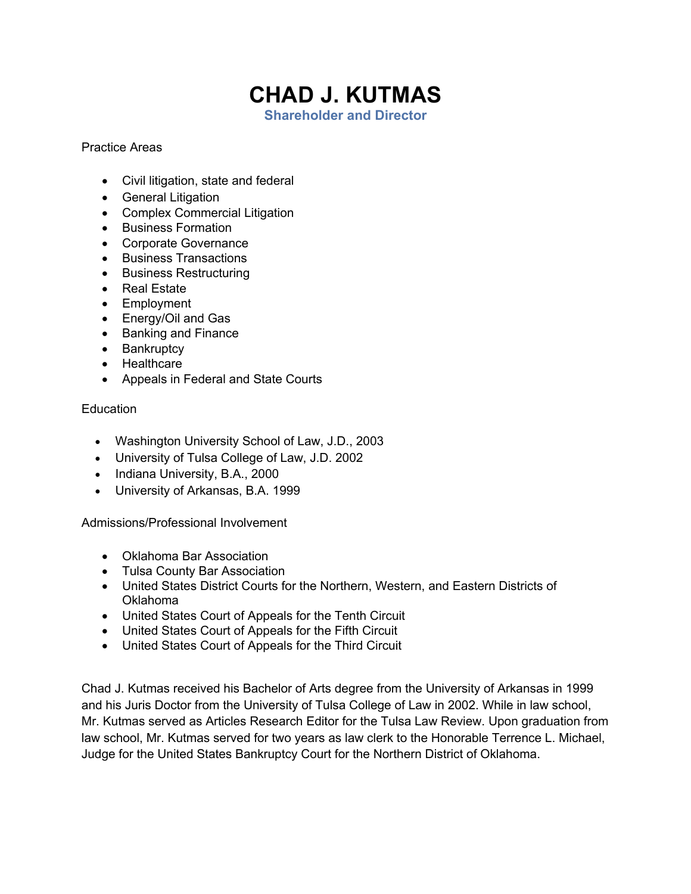# CHAD J. KUTMAS

**Shareholder and Director**

Practice Areas

- Civil litigation, state and federal
- General Litigation
- Complex Commercial Litigation
- Business Formation
- Corporate Governance
- Business Transactions
- Business Restructuring
- Real Estate
- Employment
- Energy/Oil and Gas
- Banking and Finance
- Bankruptcy
- Healthcare
- Appeals in Federal and State Courts

Education

- Washington University School of Law, J.D., 2003
- University of Tulsa College of Law, J.D. 2002
- Indiana University, B.A., 2000
- University of Arkansas, B.A. 1999

Admissions/Professional Involvement

- Oklahoma Bar Association
- Tulsa County Bar Association
- United States District Courts for the Northern, Western, and Eastern Districts of Oklahoma
- United States Court of Appeals for the Tenth Circuit
- United States Court of Appeals for the Fifth Circuit
- United States Court of Appeals for the Third Circuit

Chad J. Kutmas received his Bachelor of Arts degree from the University of Arkansas in 1999 and his Juris Doctor from the University of Tulsa College of Law in 2002. While in law school, Mr. Kutmas served as Articles Research Editor for the Tulsa Law Review. Upon graduation from law school, Mr. Kutmas served for two years as law clerk to the Honorable Terrence L. Michael, Judge for the United States Bankruptcy Court for the Northern District of Oklahoma.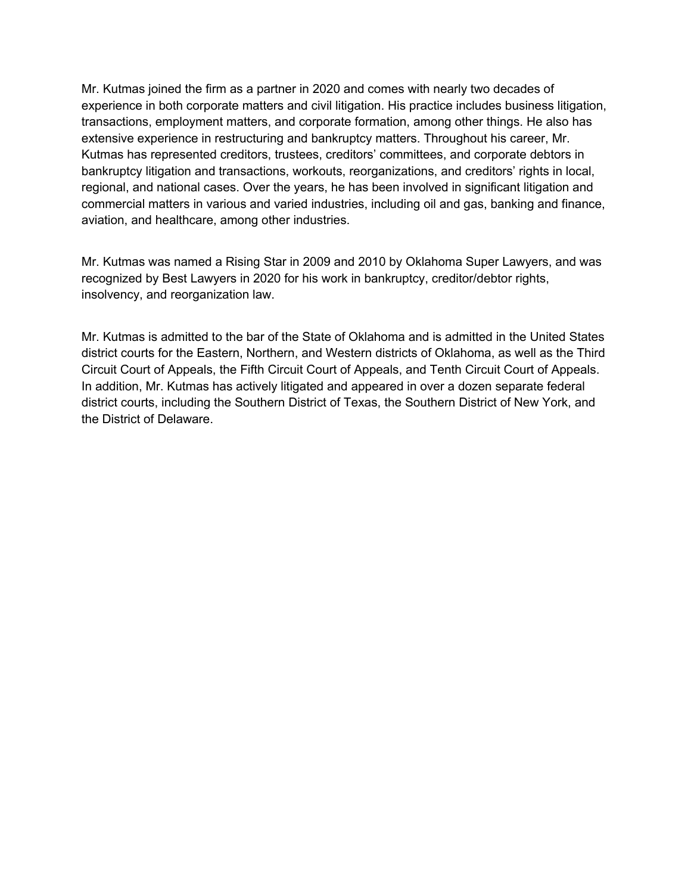Mr. Kutmas joined the firm as a partner in 2020 and comes with nearly two decades of experience in both corporate matters and civil litigation. His practice includes business litigation, transactions, employment matters, and corporate formation, among other things. He also has extensive experience in restructuring and bankruptcy matters. Throughout his career, Mr. Kutmas has represented creditors, trustees, creditors' committees, and corporate debtors in bankruptcy litigation and transactions, workouts, reorganizations, and creditors' rights in local, regional, and national cases. Over the years, he has been involved in significant litigation and commercial matters in various and varied industries, including oil and gas, banking and finance, aviation, and healthcare, among other industries.

Mr. Kutmas was named a Rising Star in 2009 and 2010 by Oklahoma Super Lawyers, and was recognized by Best Lawyers in 2020 for his work in bankruptcy, creditor/debtor rights, insolvency, and reorganization law.

Mr. Kutmas is admitted to the bar of the State of Oklahoma and is admitted in the United States district courts for the Eastern, Northern, and Western districts of Oklahoma, as well as the Third Circuit Court of Appeals, the Fifth Circuit Court of Appeals, and Tenth Circuit Court of Appeals. In addition, Mr. Kutmas has actively litigated and appeared in over a dozen separate federal district courts, including the Southern District of Texas, the Southern District of New York, and the District of Delaware.